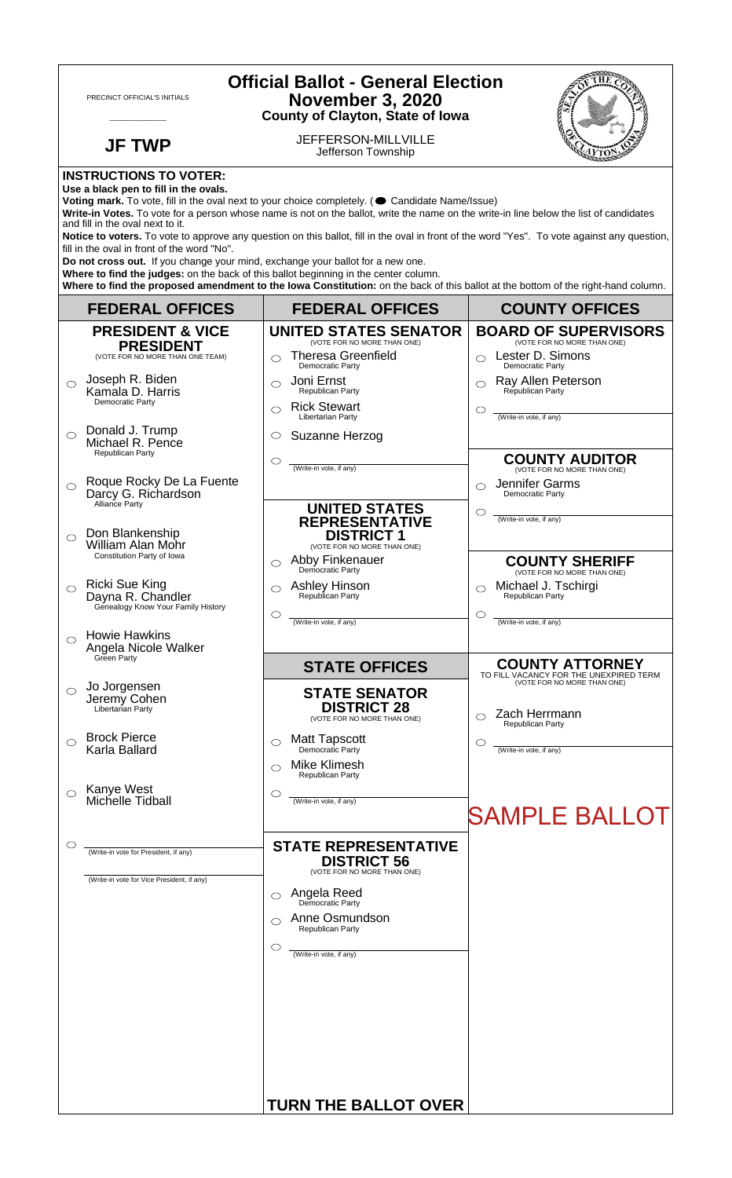PRECINCT OFFICIAL'S INITIALS

\_\_\_\_\_\_\_\_\_\_\_\_

# Official Ballot - General Election
## November 3, 2020
### County of Clayton, State of Iowa

**JF TWP**

JEFFERSON-MILLVILLE
Jefferson Township

**INSTRUCTIONS TO VOTER:**

**Use a black pen to fill in the ovals.**

**Voting mark.** To vote, fill in the oval next to your choice completely. (● Candidate Name/Issue)

**Write-in Votes.** To vote for a person whose name is not on the ballot, write the name on the write-in line below the list of candidates and fill in the oval next to it.

**Notice to voters.** To vote to approve any question on this ballot, fill in the oval in front of the word "Yes". To vote against any question, fill in the oval in front of the word "No".

**Do not cross out.** If you change your mind, exchange your ballot for a new one.

**Where to find the judges:** on the back of this ballot beginning in the center column.

**Where to find the proposed amendment to the Iowa Constitution:** on the back of this ballot at the bottom of the right-hand column.

## FEDERAL OFFICES

### PRESIDENT & VICE PRESIDENT
(VOTE FOR NO MORE THAN ONE TEAM)

- ○ Joseph R. Biden / Kamala D. Harris — Democratic Party
- ○ Donald J. Trump / Michael R. Pence — Republican Party
- ○ Roque Rocky De La Fuente / Darcy G. Richardson — Alliance Party
- ○ Don Blankenship / William Alan Mohr — Constitution Party of Iowa
- ○ Ricki Sue King / Dayna R. Chandler — Genealogy Know Your Family History
- ○ Howie Hawkins / Angela Nicole Walker — Green Party
- ○ Jo Jorgensen / Jeremy Cohen — Libertarian Party
- ○ Brock Pierce / Karla Ballard
- ○ Kanye West / Michelle Tidball
- ○ \_\_\_\_\_\_\_\_\_\_ (Write-in vote for President, if any)
  \_\_\_\_\_\_\_\_\_\_ (Write-in vote for Vice President, if any)

## FEDERAL OFFICES

### UNITED STATES SENATOR
(VOTE FOR NO MORE THAN ONE)

- ○ Theresa Greenfield — Democratic Party
- ○ Joni Ernst — Republican Party
- ○ Rick Stewart — Libertarian Party
- ○ Suzanne Herzog
- ○ \_\_\_\_\_\_\_\_\_\_ (Write-in vote, if any)

### UNITED STATES REPRESENTATIVE DISTRICT 1
(VOTE FOR NO MORE THAN ONE)

- ○ Abby Finkenauer — Democratic Party
- ○ Ashley Hinson — Republican Party
- ○ \_\_\_\_\_\_\_\_\_\_ (Write-in vote, if any)

## STATE OFFICES

### STATE SENATOR DISTRICT 28
(VOTE FOR NO MORE THAN ONE)

- ○ Matt Tapscott — Democratic Party
- ○ Mike Klimesh — Republican Party
- ○ \_\_\_\_\_\_\_\_\_\_ (Write-in vote, if any)

### STATE REPRESENTATIVE DISTRICT 56
(VOTE FOR NO MORE THAN ONE)

- ○ Angela Reed — Democratic Party
- ○ Anne Osmundson — Republican Party
- ○ \_\_\_\_\_\_\_\_\_\_ (Write-in vote, if any)

**TURN THE BALLOT OVER**

## COUNTY OFFICES

### BOARD OF SUPERVISORS
(VOTE FOR NO MORE THAN ONE)

- ○ Lester D. Simons — Democratic Party
- ○ Ray Allen Peterson — Republican Party
- ○ \_\_\_\_\_\_\_\_\_\_ (Write-in vote, if any)

### COUNTY AUDITOR
(VOTE FOR NO MORE THAN ONE)

- ○ Jennifer Garms — Democratic Party
- ○ \_\_\_\_\_\_\_\_\_\_ (Write-in vote, if any)

### COUNTY SHERIFF
(VOTE FOR NO MORE THAN ONE)

- ○ Michael J. Tschirgi — Republican Party
- ○ \_\_\_\_\_\_\_\_\_\_ (Write-in vote, if any)

### COUNTY ATTORNEY
TO FILL VACANCY FOR THE UNEXPIRED TERM
(VOTE FOR NO MORE THAN ONE)

- ○ Zach Herrmann — Republican Party
- ○ \_\_\_\_\_\_\_\_\_\_ (Write-in vote, if any)

SAMPLE BALLOT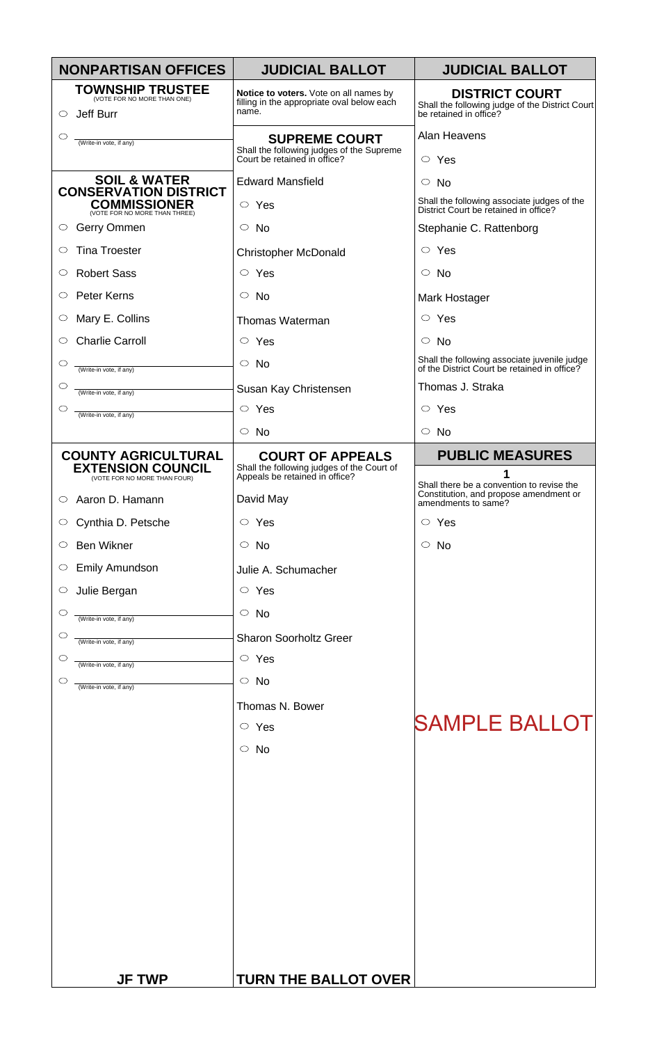## NONPARTISAN OFFICES

### TOWNSHIP TRUSTEE
(VOTE FOR NO MORE THAN ONE)

- ○ Jeff Burr
- ○ ________ (Write-in vote, if any)

### SOIL & WATER CONSERVATION DISTRICT COMMISSIONER
(VOTE FOR NO MORE THAN THREE)

- ○ Gerry Ommen
- ○ Tina Troester
- ○ Robert Sass
- ○ Peter Kerns
- ○ Mary E. Collins
- ○ Charlie Carroll
- ○ ________ (Write-in vote, if any)
- ○ ________ (Write-in vote, if any)
- ○ ________ (Write-in vote, if any)

### COUNTY AGRICULTURAL EXTENSION COUNCIL
(VOTE FOR NO MORE THAN FOUR)

- ○ Aaron D. Hamann
- ○ Cynthia D. Petsche
- ○ Ben Wikner
- ○ Emily Amundson
- ○ Julie Bergan
- ○ ________ (Write-in vote, if any)
- ○ ________ (Write-in vote, if any)
- ○ ________ (Write-in vote, if any)
- ○ ________ (Write-in vote, if any)

**JF TWP**

## JUDICIAL BALLOT

**Notice to voters.** Vote on all names by filling in the appropriate oval below each name.

### SUPREME COURT
Shall the following judges of the Supreme Court be retained in office?

Edward Mansfield
- ○ Yes
- ○ No

Christopher McDonald
- ○ Yes
- ○ No

Thomas Waterman
- ○ Yes
- ○ No

Susan Kay Christensen
- ○ Yes
- ○ No

### COURT OF APPEALS
Shall the following judges of the Court of Appeals be retained in office?

David May
- ○ Yes
- ○ No

Julie A. Schumacher
- ○ Yes
- ○ No

Sharon Soorholtz Greer
- ○ Yes
- ○ No

Thomas N. Bower
- ○ Yes
- ○ No

**TURN THE BALLOT OVER**

## JUDICIAL BALLOT

### DISTRICT COURT
Shall the following judge of the District Court be retained in office?

Alan Heavens
- ○ Yes
- ○ No

Shall the following associate judges of the District Court be retained in office?

Stephanie C. Rattenborg
- ○ Yes
- ○ No

Mark Hostager
- ○ Yes
- ○ No

Shall the following associate juvenile judge of the District Court be retained in office?

Thomas J. Straka
- ○ Yes
- ○ No

## PUBLIC MEASURES

**1**

Shall there be a convention to revise the Constitution, and propose amendment or amendments to same?

- ○ Yes
- ○ No

SAMPLE BALLOT